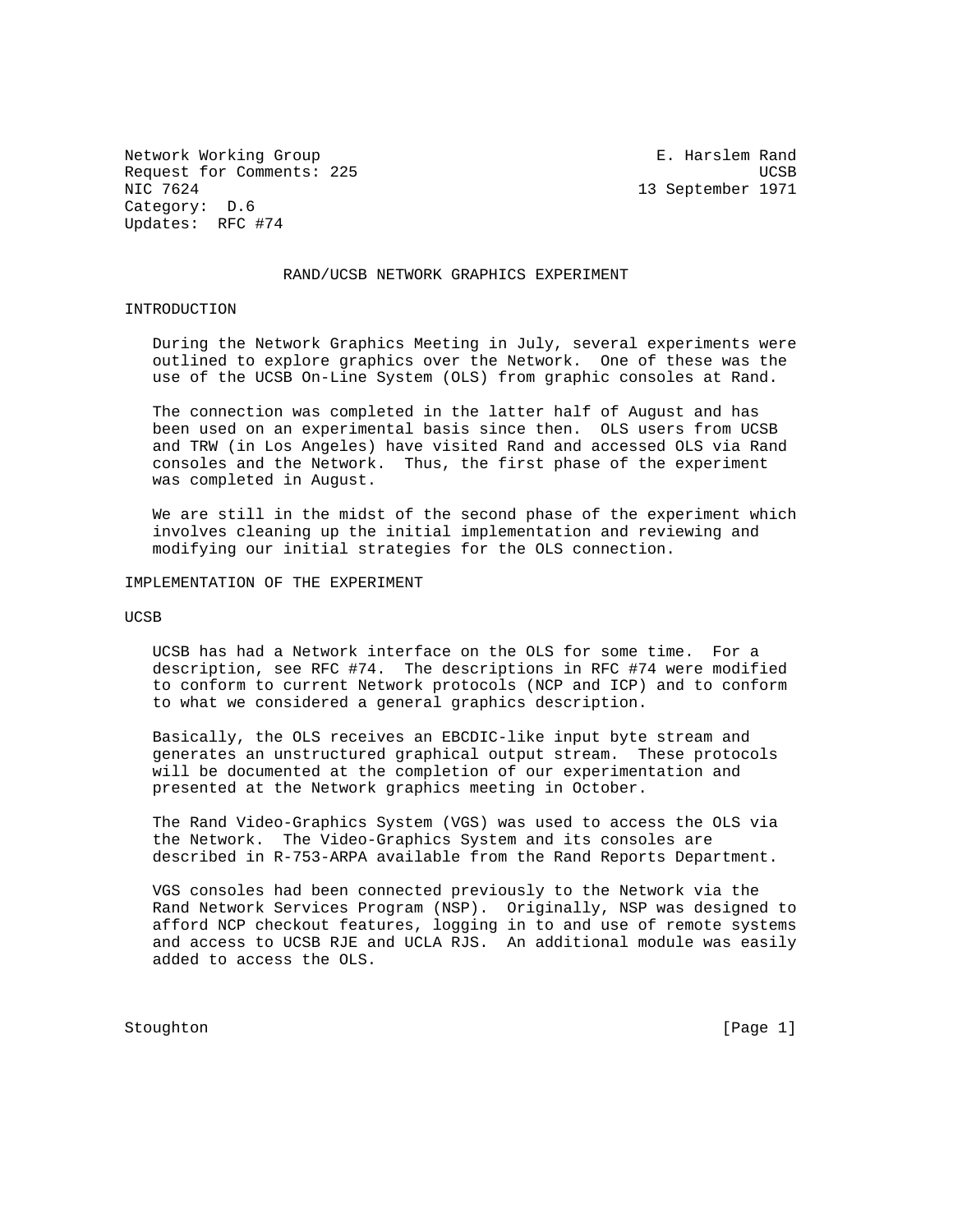Network Working Group E. Harslem Rand
Request for Comments: 225 UCSB
NIC 7624 13 September 1971
Category: D.6
Updates: RFC #74

# RAND/UCSB NETWORK GRAPHICS EXPERIMENT

## INTRODUCTION

During the Network Graphics Meeting in July, several experiments were outlined to explore graphics over the Network. One of these was the use of the UCSB On-Line System (OLS) from graphic consoles at Rand.

The connection was completed in the latter half of August and has been used on an experimental basis since then. OLS users from UCSB and TRW (in Los Angeles) have visited Rand and accessed OLS via Rand consoles and the Network. Thus, the first phase of the experiment was completed in August.

We are still in the midst of the second phase of the experiment which involves cleaning up the initial implementation and reviewing and modifying our initial strategies for the OLS connection.

## IMPLEMENTATION OF THE EXPERIMENT

### UCSB

UCSB has had a Network interface on the OLS for some time. For a description, see RFC #74. The descriptions in RFC #74 were modified to conform to current Network protocols (NCP and ICP) and to conform to what we considered a general graphics description.

Basically, the OLS receives an EBCDIC-like input byte stream and generates an unstructured graphical output stream. These protocols will be documented at the completion of our experimentation and presented at the Network graphics meeting in October.

The Rand Video-Graphics System (VGS) was used to access the OLS via the Network. The Video-Graphics System and its consoles are described in R-753-ARPA available from the Rand Reports Department.

VGS consoles had been connected previously to the Network via the Rand Network Services Program (NSP). Originally, NSP was designed to afford NCP checkout features, logging in to and use of remote systems and access to UCSB RJE and UCLA RJS. An additional module was easily added to access the OLS.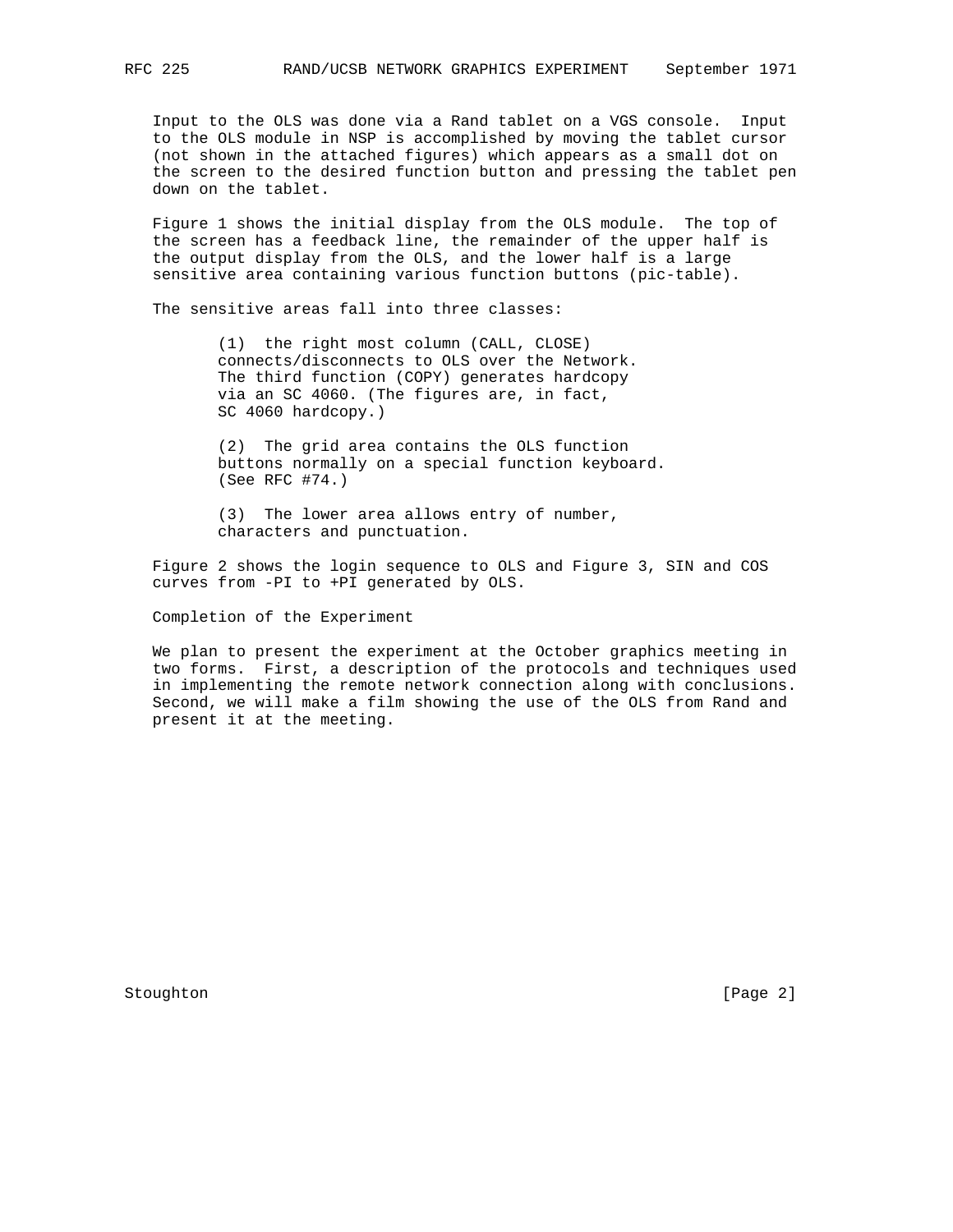Input to the OLS was done via a Rand tablet on a VGS console. Input to the OLS module in NSP is accomplished by moving the tablet cursor (not shown in the attached figures) which appears as a small dot on the screen to the desired function button and pressing the tablet pen down on the tablet.

Figure 1 shows the initial display from the OLS module. The top of the screen has a feedback line, the remainder of the upper half is the output display from the OLS, and the lower half is a large sensitive area containing various function buttons (pic-table).

The sensitive areas fall into three classes:

(1) the right most column (CALL, CLOSE) connects/disconnects to OLS over the Network. The third function (COPY) generates hardcopy via an SC 4060. (The figures are, in fact, SC 4060 hardcopy.)

(2) The grid area contains the OLS function buttons normally on a special function keyboard. (See RFC #74.)

(3) The lower area allows entry of number, characters and punctuation.

Figure 2 shows the login sequence to OLS and Figure 3, SIN and COS curves from -PI to +PI generated by OLS.

## Completion of the Experiment

We plan to present the experiment at the October graphics meeting in two forms. First, a description of the protocols and techniques used in implementing the remote network connection along with conclusions. Second, we will make a film showing the use of the OLS from Rand and present it at the meeting.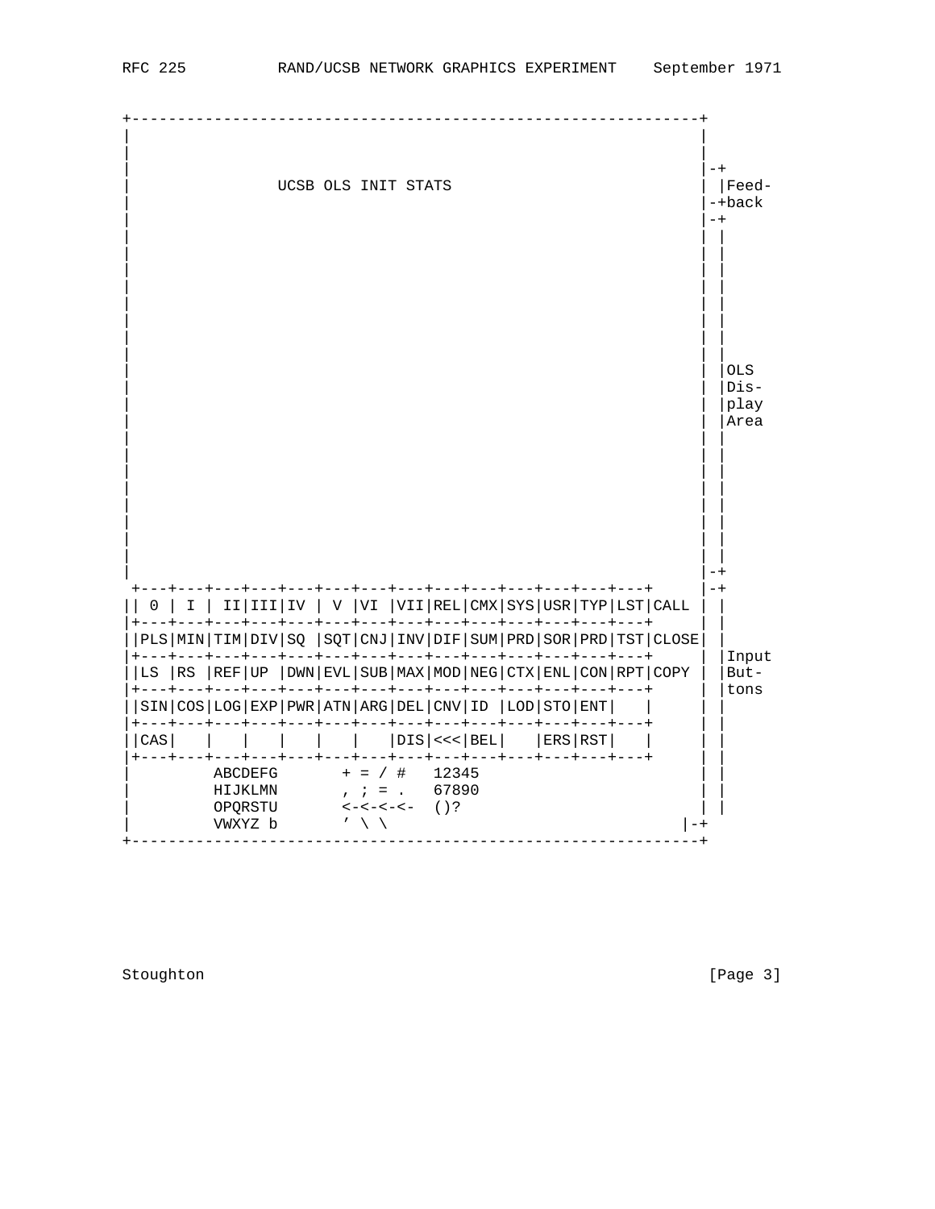```
+-------------------------------------------------------------+
|                                                             |
|                                                             |
|                                                             |-+
|                UCSB OLS INIT STATS                          | |Feed-
|                                                             |-+back
|                                                             |-+
|                                                             | |
|                                                             | |
|                                                             | |
|                                                             | |
|                                                             | |
|                                                             | |
|                                                             | |
|                                                             | |
|                                                             | |OLS
|                                                             | |Dis-
|                                                             | |play
|                                                             | |Area
|                                                             | |
|                                                             | |
|                                                             | |
|                                                             | |
|                                                             | |
|                                                             | |
|                                                             | |
|                                                             |-+
 +---+---+---+---+---+---+---+---+---+---+---+---+---+---+     |-+
|| 0 | I | II|III|IV | V |VI |VII|REL|CMX|SYS|USR|TYP|LST|CALL | |
|+---+---+---+---+---+---+---+---+---+---+---+---+---+---+     | |
||PLS|MIN|TIM|DIV|SQ |SQT|CNJ|INV|DIF|SUM|PRD|SOR|PRD|TST|CLOSE| |
|+---+---+---+---+---+---+---+---+---+---+---+---+---+---+     | |Input
||LS |RS |REF|UP |DWN|EVL|SUB|MAX|MOD|NEG|CTX|ENL|CON|RPT|COPY | |But-
|+---+---+---+---+---+---+---+---+---+---+---+---+---+---+     | |tons
||SIN|COS|LOG|EXP|PWR|ATN|ARG|DEL|CNV|ID |LOD|STO|ENT|   |     | |
|+---+---+---+---+---+---+---+---+---+---+---+---+---+---+     | |
||CAS|   |   |   |   |   |   |DIS|<<<|BEL|   |ERS|RST|   |     | |
|+---+---+---+---+---+---+---+---+---+---+---+---+---+---+     | |
|         ABCDEFG       + = / #   12345                         | |
|         HIJKLMN       , ; = .   67890                         | |
|         OPQRSTU       <-<-<-<-  ()?                           | |
|         VWXYZ b       ' \ \                                 |-+
+-------------------------------------------------------------+
```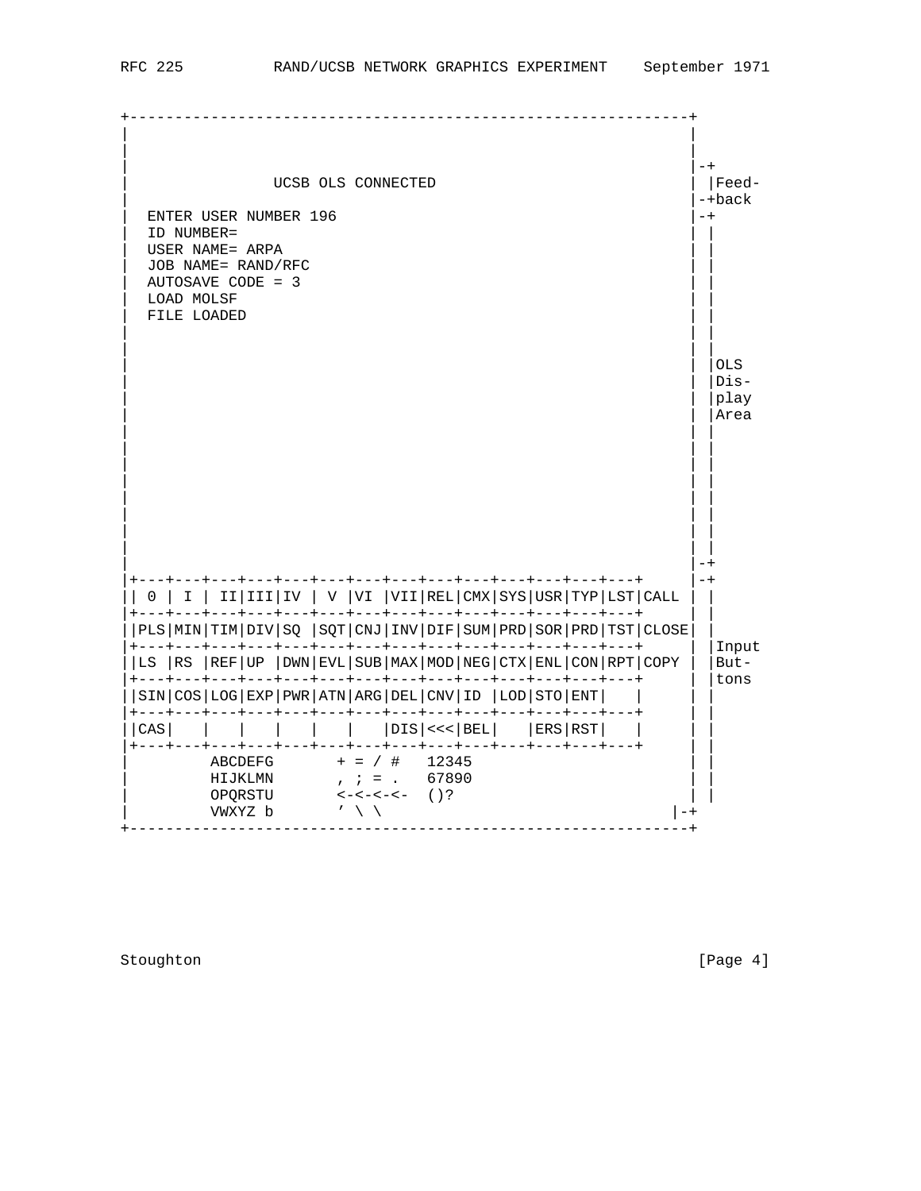```
+------------------------------------------------------------+
|                                                            |
|                                                            |
|                                                            |-+
|                UCSB OLS CONNECTED                          | |Feed-
|                                                            |-+back
|  ENTER USER NUMBER 196                                     |-+
|  ID NUMBER=                                                | |
|  USER NAME= ARPA                                           | |
|  JOB NAME= RAND/RFC                                        | |
|  AUTOSAVE CODE = 3                                         | |
|  LOAD MOLSF                                                | |
|  FILE LOADED                                               | |
|                                                            | |
|                                                            | |
|                                                            | |OLS
|                                                            | |Dis-
|                                                            | |play
|                                                            | |Area
|                                                            | |
|                                                            | |
|                                                            | |
|                                                            | |
|                                                            | |
|                                                            | |
|                                                            | |
|                                                            | |
|                                                            |-+
|+---+---+---+---+---+---+---+---+---+---+---+---+---+---+     |-+
|| 0 | I | II|III|IV | V |VI |VII|REL|CMX|SYS|USR|TYP|LST|CALL | |
|+---+---+---+---+---+---+---+---+---+---+---+---+---+---+     | |
||PLS|MIN|TIM|DIV|SQ |SQT|CNJ|INV|DIF|SUM|PRD|SOR|PRD|TST|CLOSE| |
|+---+---+---+---+---+---+---+---+---+---+---+---+---+---+     | |Input
||LS |RS |REF|UP |DWN|EVL|SUB|MAX|MOD|NEG|CTX|ENL|CON|RPT|COPY | |But-
|+---+---+---+---+---+---+---+---+---+---+---+---+---+---+     | |tons
||SIN|COS|LOG|EXP|PWR|ATN|ARG|DEL|CNV|ID |LOD|STO|ENT|   |     | |
|+---+---+---+---+---+---+---+---+---+---+---+---+---+---+     | |
||CAS|   |   |   |   |   |   |DIS|<<<|BEL|   |ERS|RST|   |     | |
|+---+---+---+---+---+---+---+---+---+---+---+---+---+---+     | |
|         ABCDEFG       + = / #   12345                        | |
|         HIJKLMN       , ; = .   67890                        | |
|         OPQRSTU       <-<-<-<-  ()?                          | |
|         VWXYZ b       ' \ \                                |-+
+------------------------------------------------------------+
```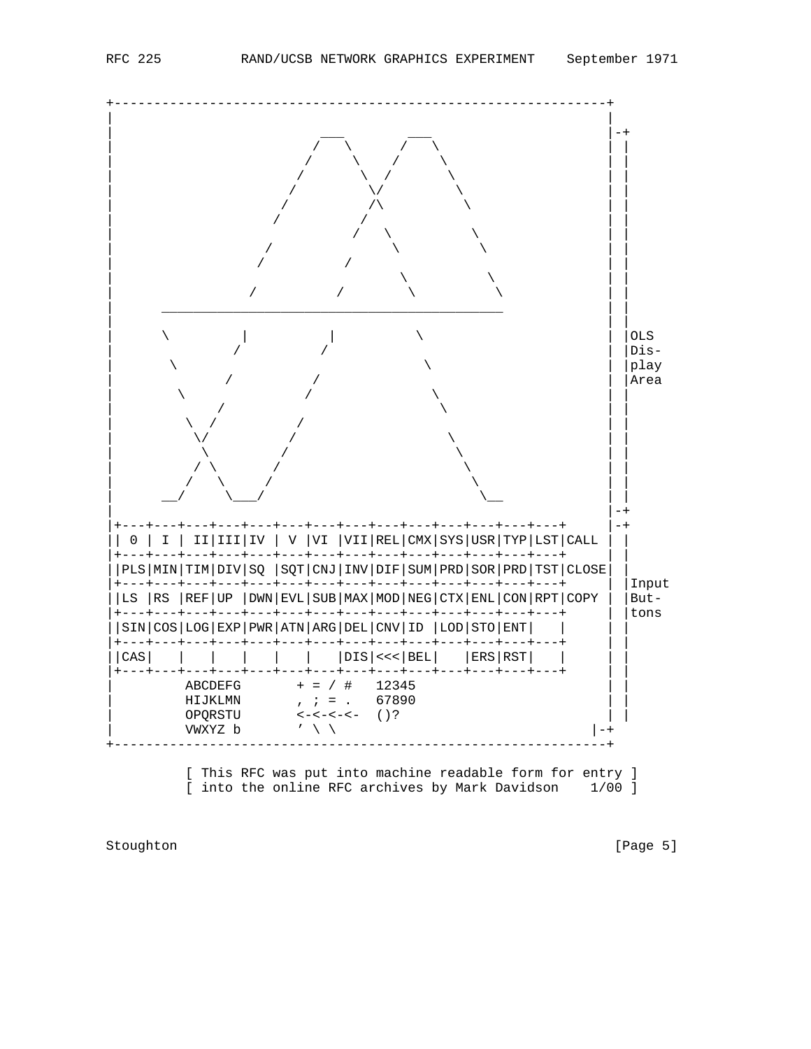```
+-----------------------------------------------------------+
|                                                           |
|                         ___        ___                    |-+
|                        /   \      /   \                   | |
|                       /     \    /     \                  | |
|                      /       \  /       \                 | |
|                     /         \/         \                | |
|                    /          /\          \               | |
|                   /          /                            | |
|                             /  \           \              | |
|                  /              \           \             | |
|                 /           /                             | |
|                                  \           \            | |
|                /          /       \           \           | |
|       __________________________________________          | |
|                                                           | |
|       \         |          |          \                   | |OLS
|               /          /                               | |Dis-
|        \                               \                 | |play
|              /          /                                 | |Area
|         \              /                 \               | |
|             /                             \               | |
|          \ /          /                                   | |
|           \/         /                      \             | |
|            \                                 \            | |
|           / \      /                          \           | |
|          /   \    /                            \          | |
|       __/     \___/                             \__       | |
|                                                           |-+
|+---+---+---+---+---+---+---+---+---+---+---+---+---+---+   |-+
|| 0 | I | II|III|IV | V |VI |VII|REL|CMX|SYS|USR|TYP|LST|CALL | |
|+---+---+---+---+---+---+---+---+---+---+---+---+---+---+   | |
||PLS|MIN|TIM|DIV|SQ |SQT|CNJ|INV|DIF|SUM|PRD|SOR|PRD|TST|CLOSE| |
|+---+---+---+---+---+---+---+---+---+---+---+---+---+---+   | |Input
||LS |RS |REF|UP |DWN|EVL|SUB|MAX|MOD|NEG|CTX|ENL|CON|RPT|COPY | |But-
|+---+---+---+---+---+---+---+---+---+---+---+---+---+---+   | |tons
||SIN|COS|LOG|EXP|PWR|ATN|ARG|DEL|CNV|ID |LOD|STO|ENT|   |   | |
|+---+---+---+---+---+---+---+---+---+---+---+---+---+---+   | |
||CAS|   |   |   |   |   |   |DIS|<<<|BEL|   |ERS|RST|   |   | |
|+---+---+---+---+---+---+---+---+---+---+---+---+---+---+   | |
|         ABCDEFG       + = / #   12345                     | |
|         HIJKLMN       , ; = .   67890                     | |
|         OPQRSTU       <-<-<-<-  ()?                       | |
|         VWXYZ b       ’ \ \                             |-+
+-----------------------------------------------------------+
```

[ This RFC was put into machine readable form for entry ]
[ into the online RFC archives by Mark Davidson 1/00 ]